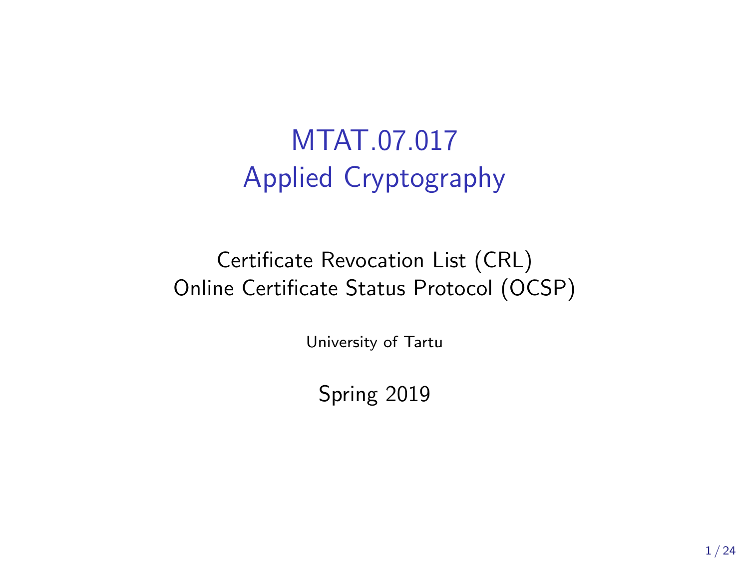# MTAT.07.017
# Applied Cryptography

Certificate Revocation List (CRL)
Online Certificate Status Protocol (OCSP)

University of Tartu

Spring 2019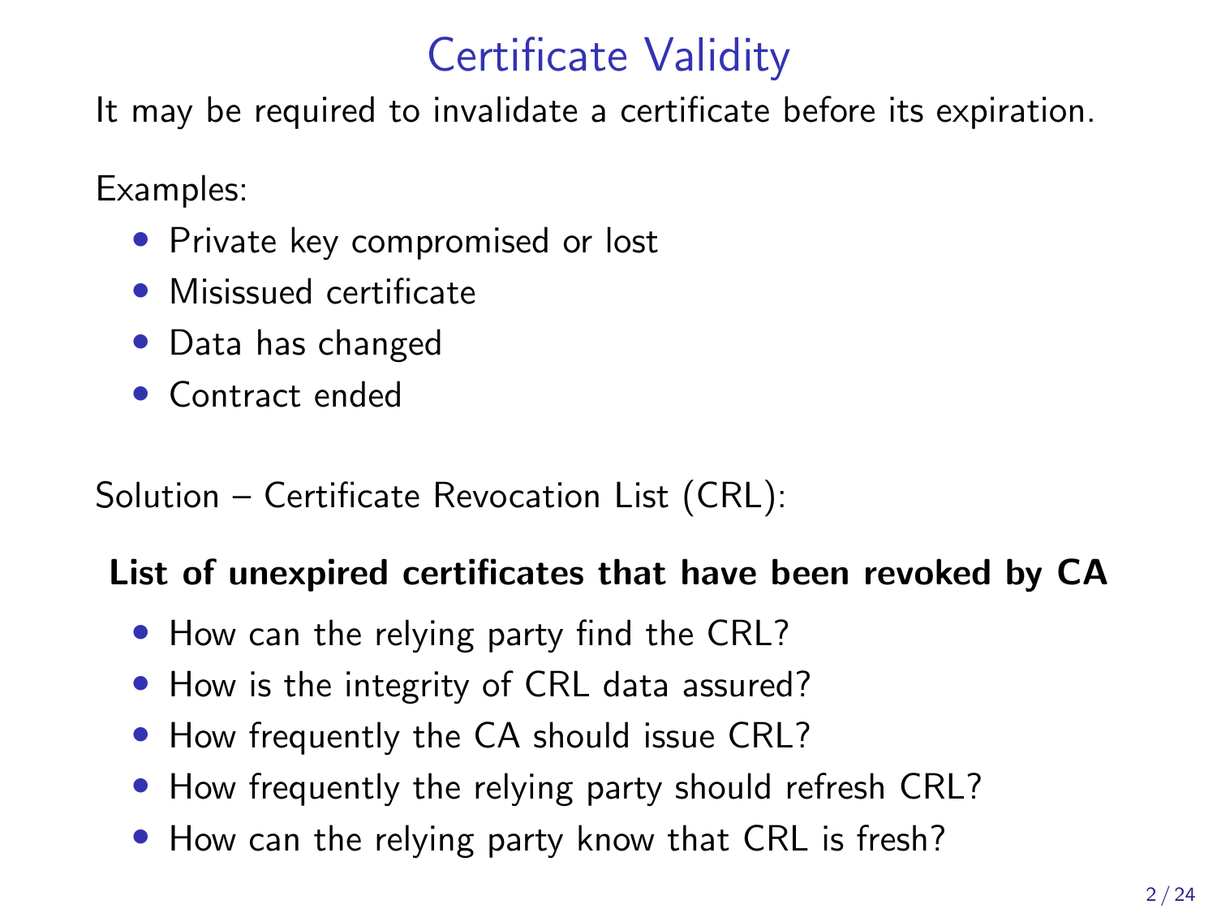# Certificate Validity

It may be required to invalidate a certificate before its expiration.

Examples:

- Private key compromised or lost
- Misissued certificate
- Data has changed
- Contract ended

Solution – Certificate Revocation List (CRL):

**List of unexpired certificates that have been revoked by CA**

- How can the relying party find the CRL?
- How is the integrity of CRL data assured?
- How frequently the CA should issue CRL?
- How frequently the relying party should refresh CRL?
- How can the relying party know that CRL is fresh?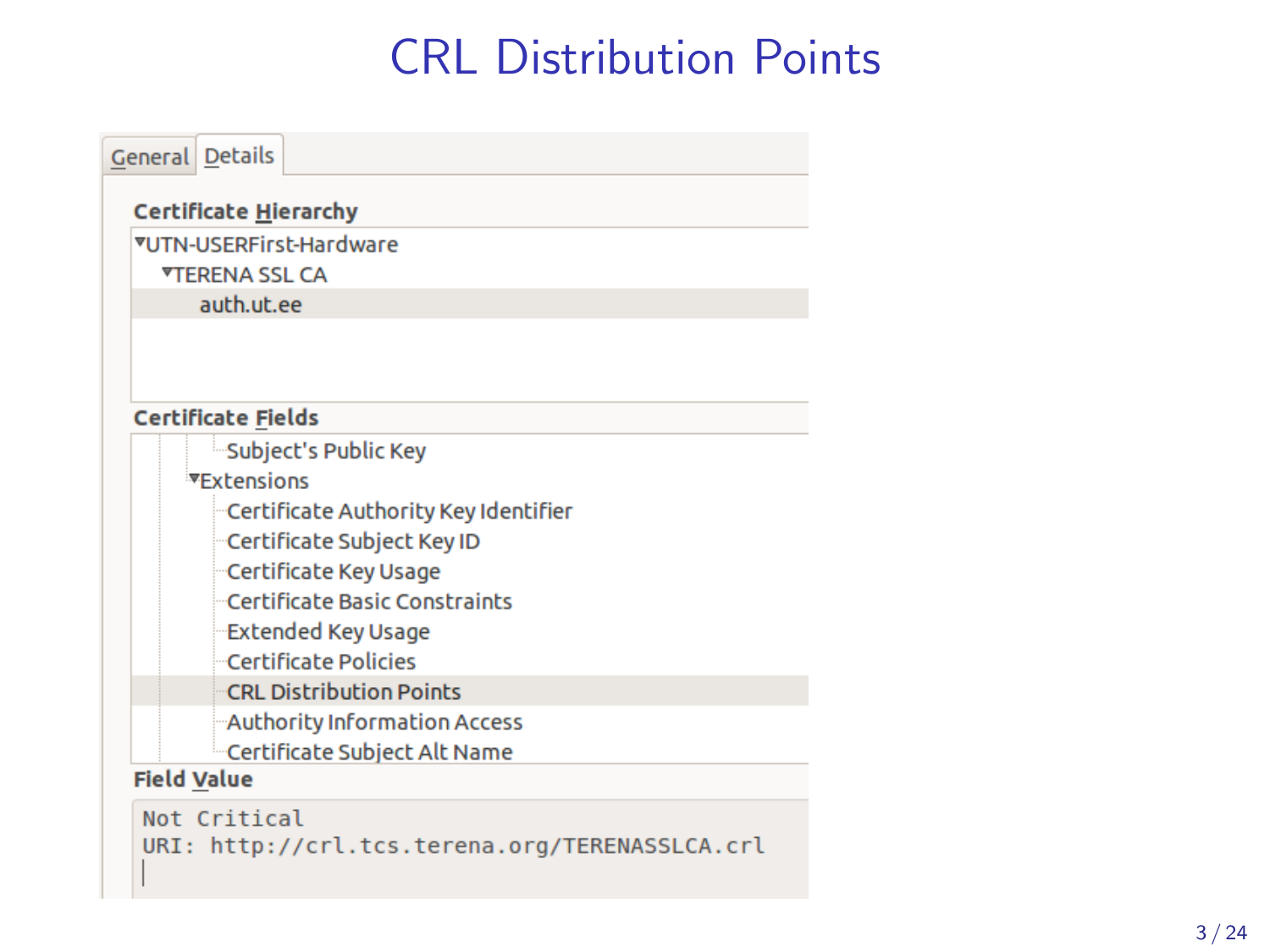# CRL Distribution Points

General | Details

**Certificate Hierarchy**

- UTN-USERFirst-Hardware
  - TERENA SSL CA
    - auth.ut.ee

**Certificate Fields**

- Subject's Public Key
- Extensions
  - Certificate Authority Key Identifier
  - Certificate Subject Key ID
  - Certificate Key Usage
  - Certificate Basic Constraints
  - Extended Key Usage
  - Certificate Policies
  - CRL Distribution Points
  - Authority Information Access
  - Certificate Subject Alt Name

**Field Value**

```
Not Critical
URI: http://crl.tcs.terena.org/TERENASSLCA.crl
```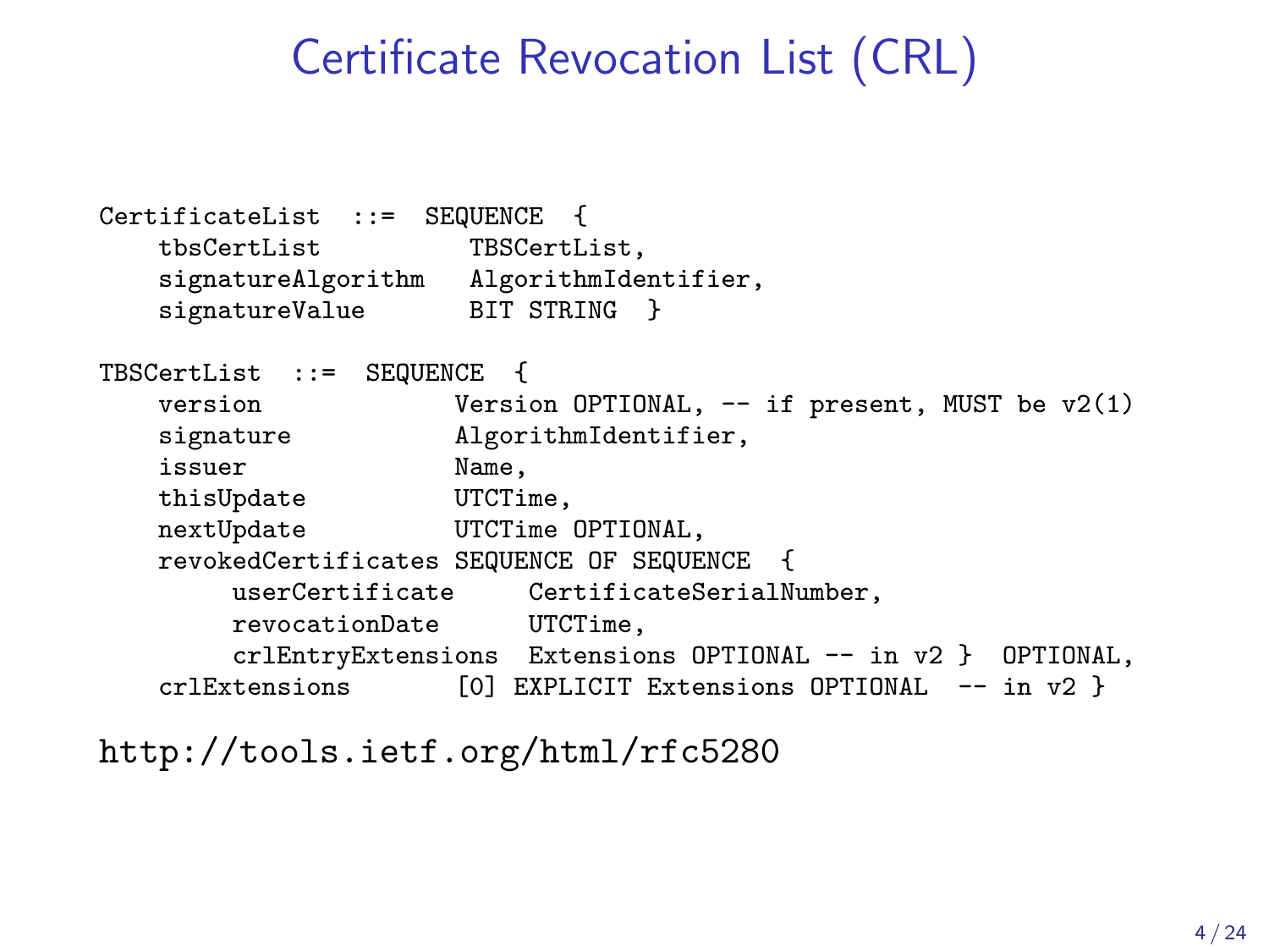# Certificate Revocation List (CRL)

```
CertificateList  ::=  SEQUENCE  {
    tbsCertList          TBSCertList,
    signatureAlgorithm   AlgorithmIdentifier,
    signatureValue       BIT STRING  }

TBSCertList  ::=  SEQUENCE  {
    version             Version OPTIONAL, -- if present, MUST be v2(1)
    signature           AlgorithmIdentifier,
    issuer              Name,
    thisUpdate          UTCTime,
    nextUpdate          UTCTime OPTIONAL,
    revokedCertificates SEQUENCE OF SEQUENCE  {
         userCertificate     CertificateSerialNumber,
         revocationDate      UTCTime,
         crlEntryExtensions  Extensions OPTIONAL -- in v2 }  OPTIONAL,
    crlExtensions       [0] EXPLICIT Extensions OPTIONAL  -- in v2 }
```

http://tools.ietf.org/html/rfc5280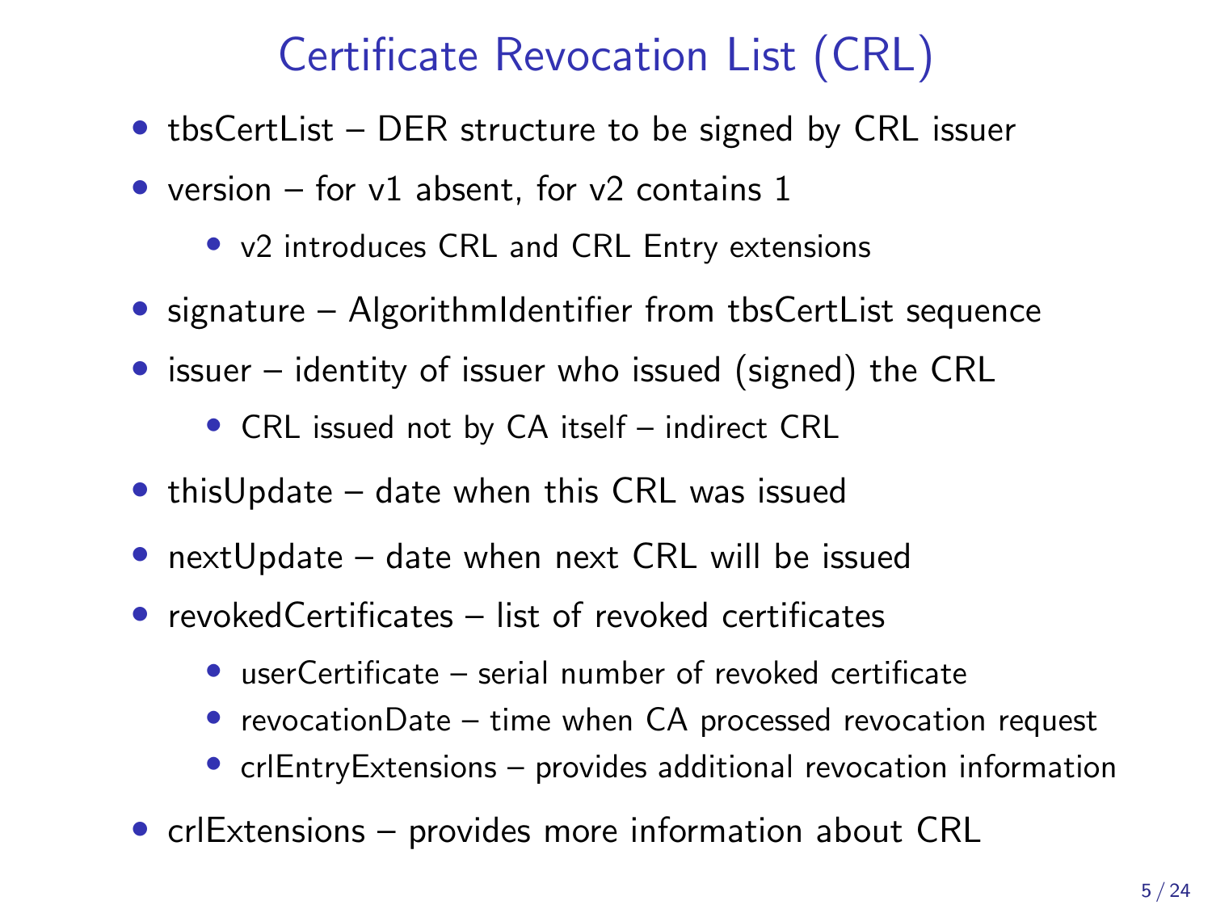# Certificate Revocation List (CRL)

- tbsCertList – DER structure to be signed by CRL issuer
- version – for v1 absent, for v2 contains 1
  - v2 introduces CRL and CRL Entry extensions
- signature – AlgorithmIdentifier from tbsCertList sequence
- issuer – identity of issuer who issued (signed) the CRL
  - CRL issued not by CA itself – indirect CRL
- thisUpdate – date when this CRL was issued
- nextUpdate – date when next CRL will be issued
- revokedCertificates – list of revoked certificates
  - userCertificate – serial number of revoked certificate
  - revocationDate – time when CA processed revocation request
  - crlEntryExtensions – provides additional revocation information
- crlExtensions – provides more information about CRL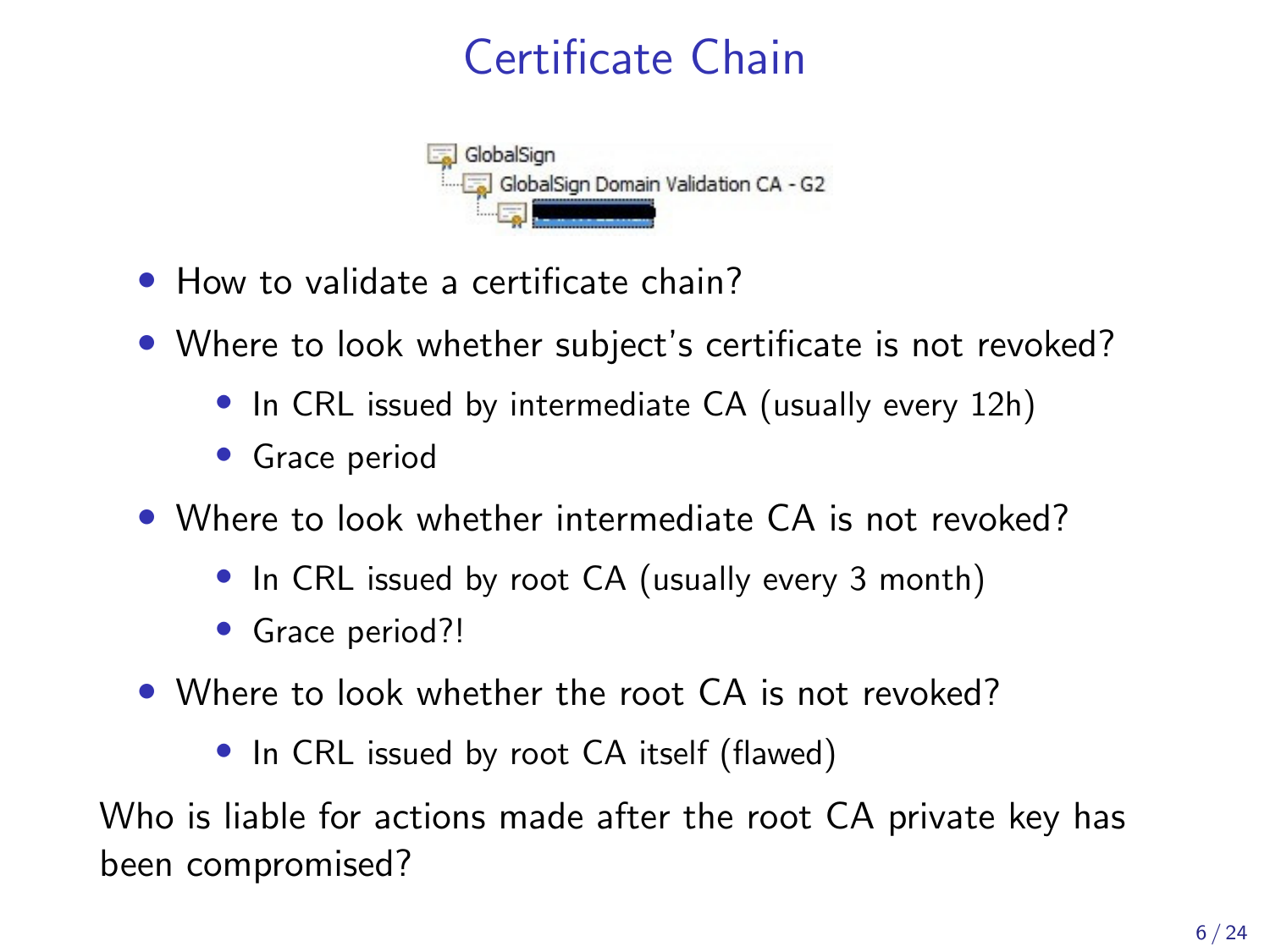# Certificate Chain

GlobalSign
- GlobalSign Domain Validation CA - G2

- How to validate a certificate chain?
- Where to look whether subject's certificate is not revoked?
  - In CRL issued by intermediate CA (usually every 12h)
  - Grace period
- Where to look whether intermediate CA is not revoked?
  - In CRL issued by root CA (usually every 3 month)
  - Grace period?!
- Where to look whether the root CA is not revoked?
  - In CRL issued by root CA itself (flawed)

Who is liable for actions made after the root CA private key has been compromised?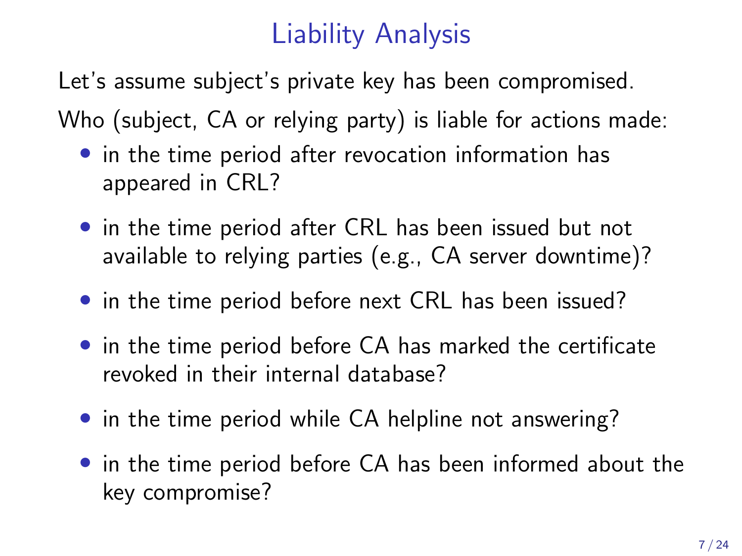# Liability Analysis

Let's assume subject's private key has been compromised.

Who (subject, CA or relying party) is liable for actions made:

- in the time period after revocation information has appeared in CRL?
- in the time period after CRL has been issued but not available to relying parties (e.g., CA server downtime)?
- in the time period before next CRL has been issued?
- in the time period before CA has marked the certificate revoked in their internal database?
- in the time period while CA helpline not answering?
- in the time period before CA has been informed about the key compromise?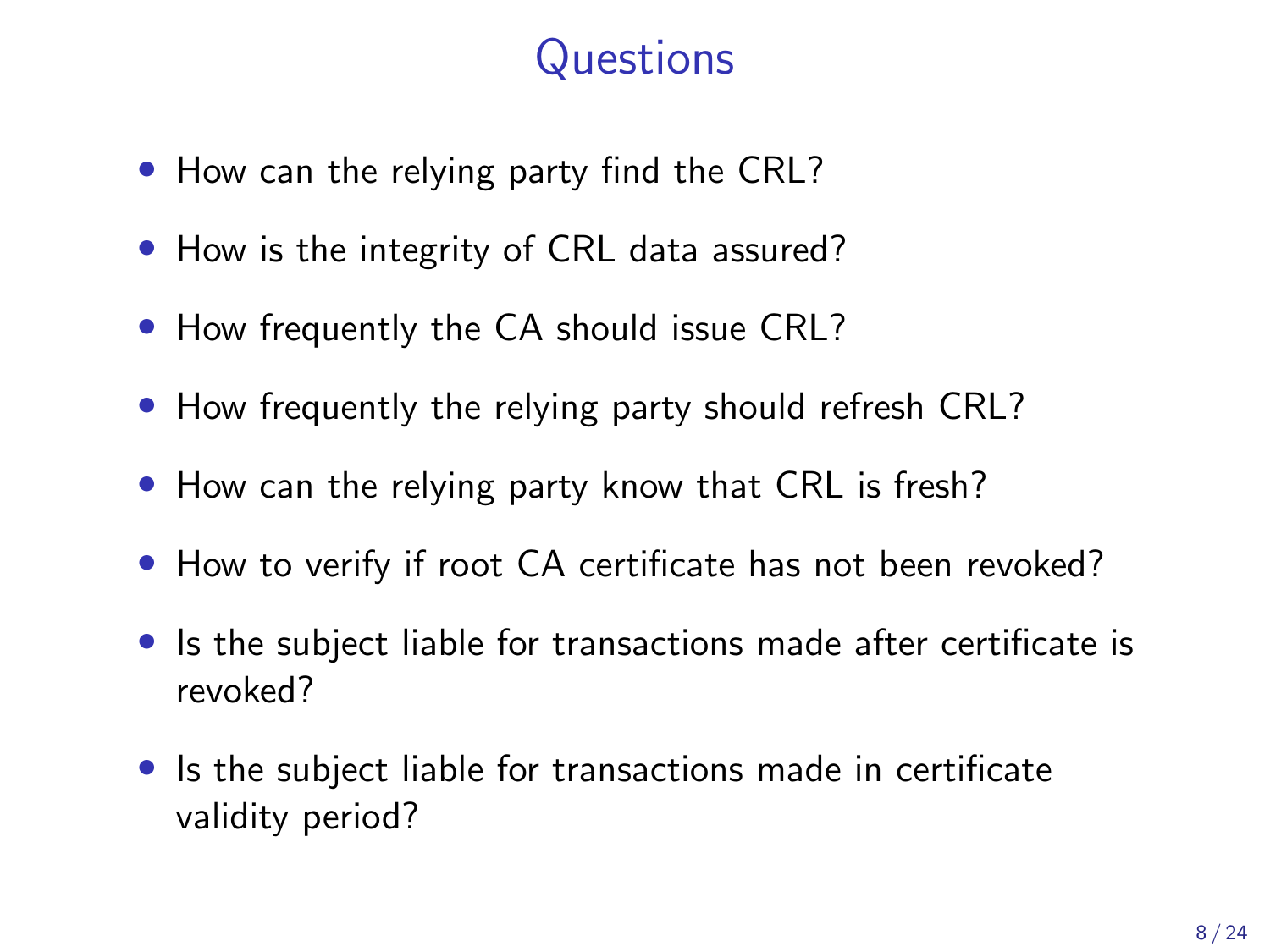# Questions

- How can the relying party find the CRL?
- How is the integrity of CRL data assured?
- How frequently the CA should issue CRL?
- How frequently the relying party should refresh CRL?
- How can the relying party know that CRL is fresh?
- How to verify if root CA certificate has not been revoked?
- Is the subject liable for transactions made after certificate is revoked?
- Is the subject liable for transactions made in certificate validity period?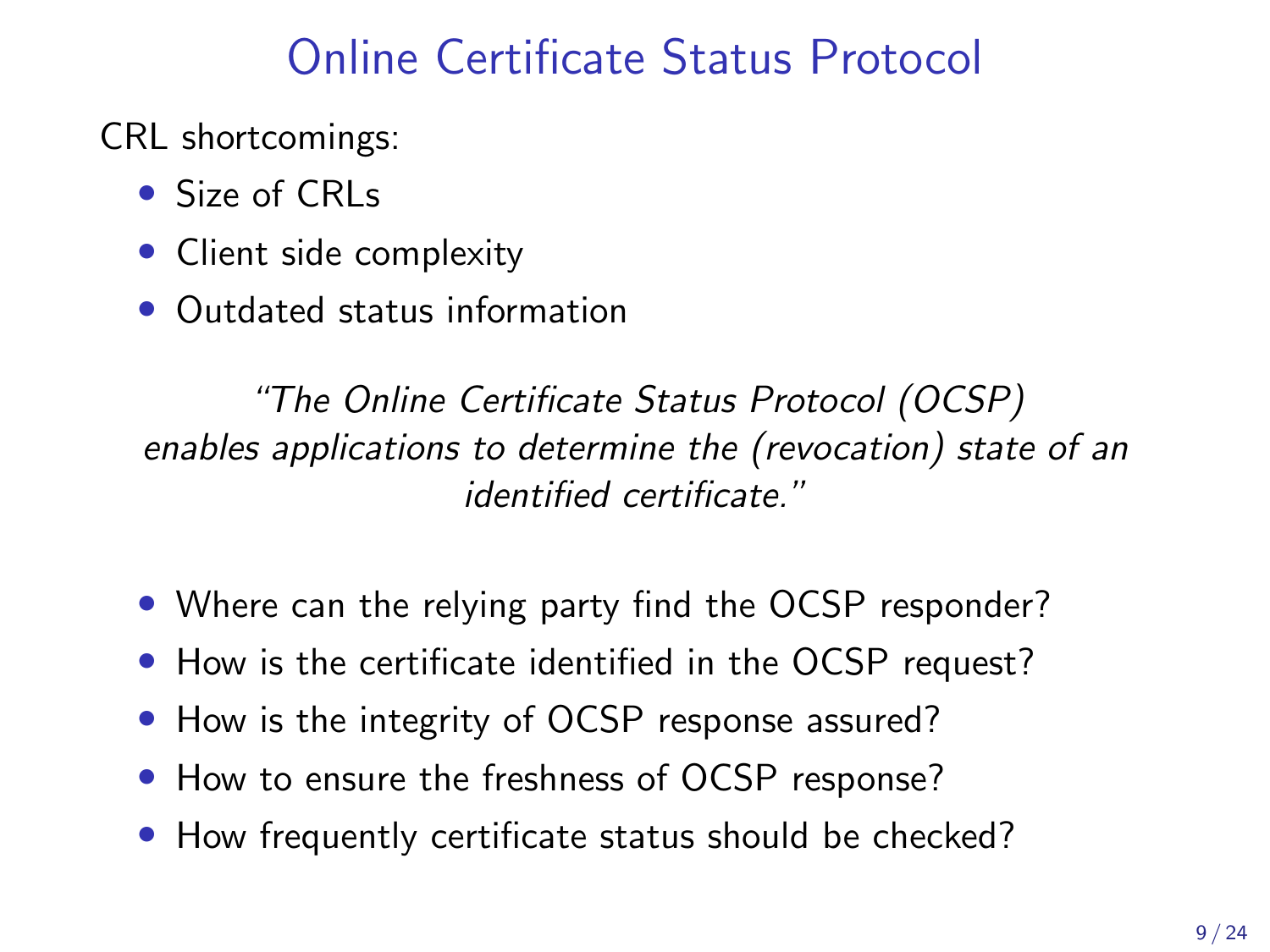# Online Certificate Status Protocol

CRL shortcomings:

- Size of CRLs
- Client side complexity
- Outdated status information

*"The Online Certificate Status Protocol (OCSP) enables applications to determine the (revocation) state of an identified certificate."*

- Where can the relying party find the OCSP responder?
- How is the certificate identified in the OCSP request?
- How is the integrity of OCSP response assured?
- How to ensure the freshness of OCSP response?
- How frequently certificate status should be checked?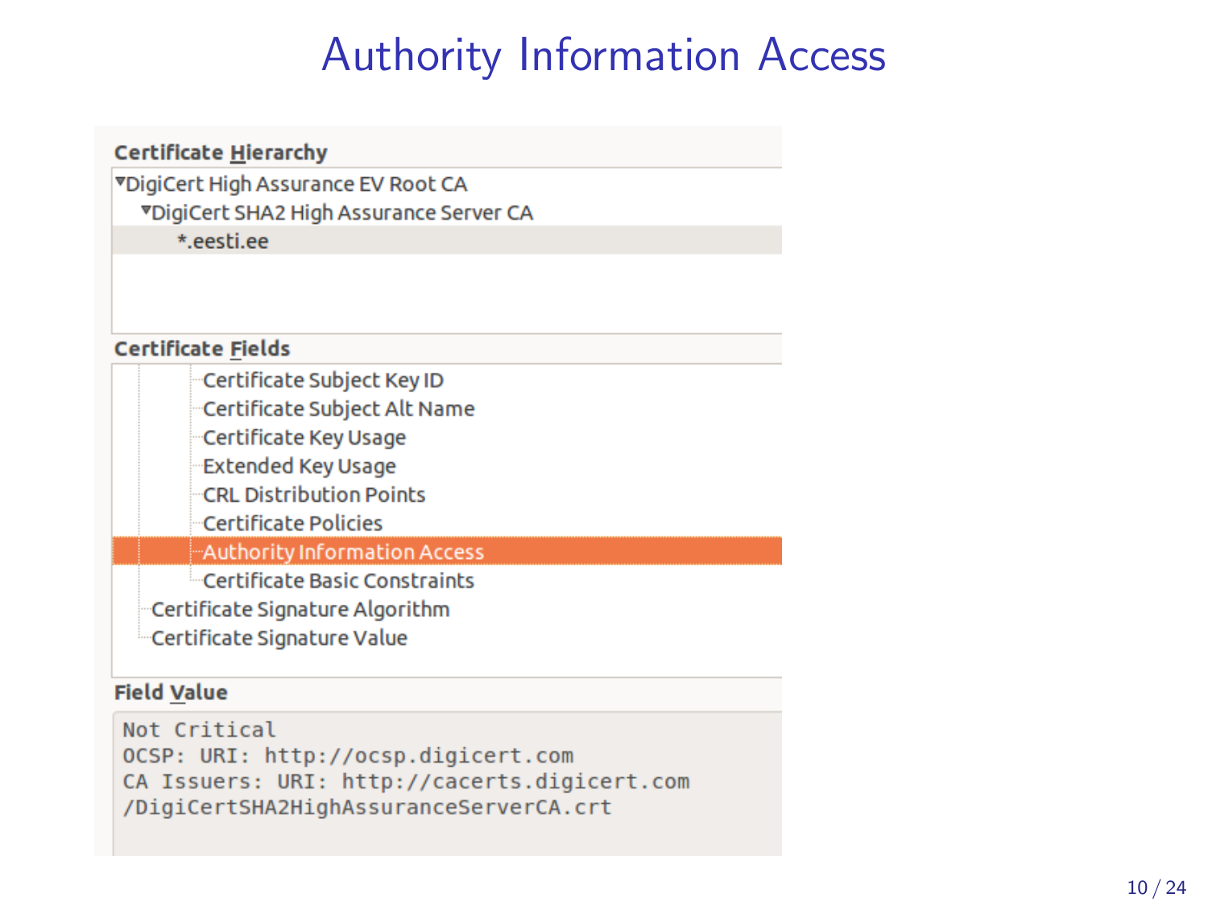# Authority Information Access

**Certificate Hierarchy**

- DigiCert High Assurance EV Root CA
  - DigiCert SHA2 High Assurance Server CA
    - *.eesti.ee

**Certificate Fields**

- Certificate Subject Key ID
- Certificate Subject Alt Name
- Certificate Key Usage
- Extended Key Usage
- CRL Distribution Points
- Certificate Policies
- Authority Information Access
- Certificate Basic Constraints
- Certificate Signature Algorithm
- Certificate Signature Value

**Field Value**

```
Not Critical
OCSP: URI: http://ocsp.digicert.com
CA Issuers: URI: http://cacerts.digicert.com
/DigiCertSHA2HighAssuranceServerCA.crt
```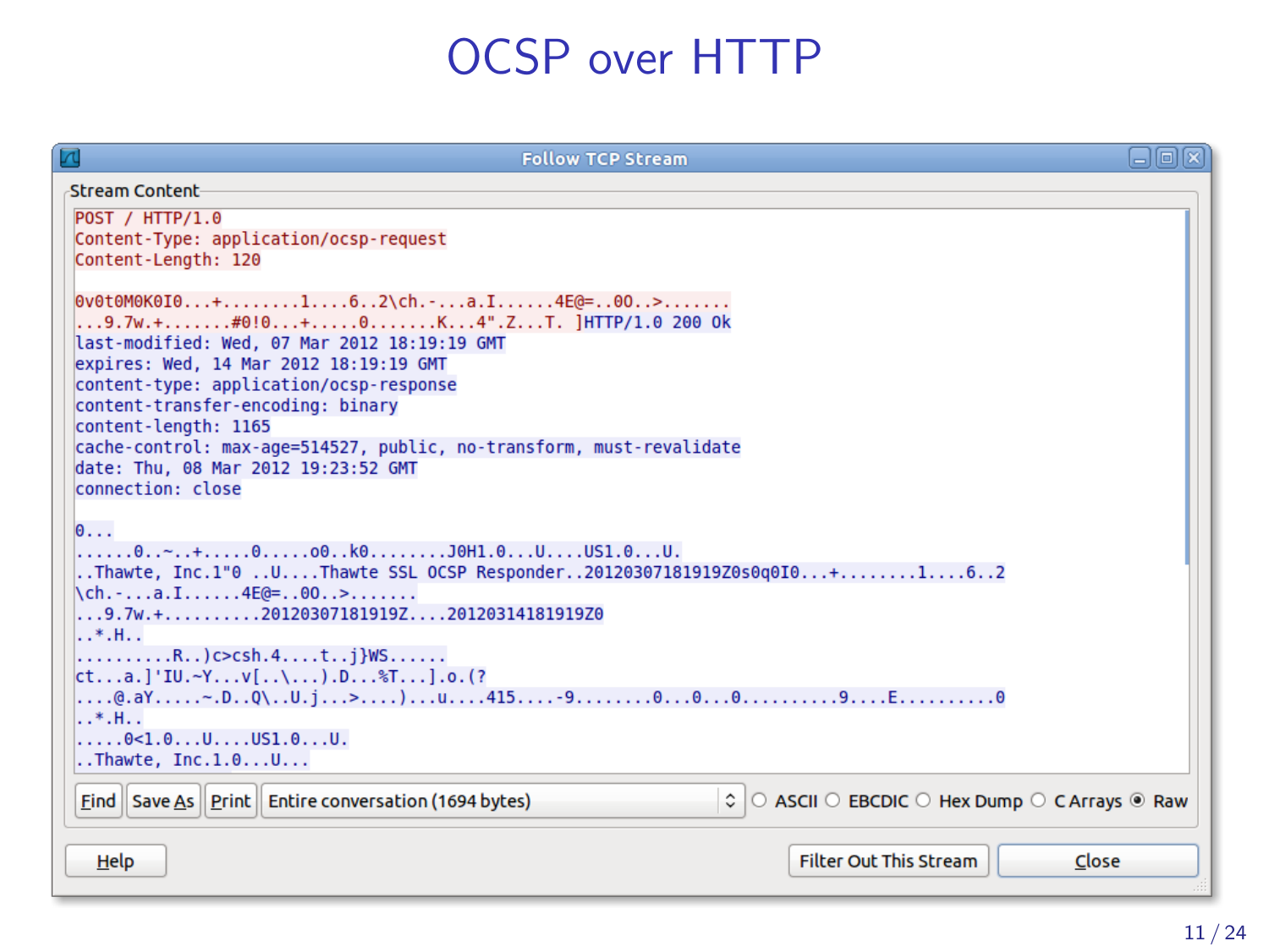# OCSP over HTTP

**Follow TCP Stream**

Stream Content

```
POST / HTTP/1.0
Content-Type: application/ocsp-request
Content-Length: 120

0v0t0M0K0I0...+........1....6..2\ch.-...a.I......4E@=..00..>.......
...9.7w.+.......#0!0...+.....0.......K...4".Z...T. ]HTTP/1.0 200 Ok
last-modified: Wed, 07 Mar 2012 18:19:19 GMT
expires: Wed, 14 Mar 2012 18:19:19 GMT
content-type: application/ocsp-response
content-transfer-encoding: binary
content-length: 1165
cache-control: max-age=514527, public, no-transform, must-revalidate
date: Thu, 08 Mar 2012 19:23:52 GMT
connection: close

0...
......0..~..+.....0.....o0..k0........J0H1.0...U....US1.0...U.
..Thawte, Inc.1"0 ..U....Thawte SSL OCSP Responder..20120307181919Z0s0q0I0...+........1....6..2
\ch.-...a.I......4E@=..00..>.......
...9.7w.+..........20120307181919Z....20120314181919Z0
..*.H..
.........R..)c>csh.4....t..j}WS......
ct...a.]'IU.~Y...v[..\...).D...%T...].o.(?
....@.aY.....~.D..Q\..U.j...>....)...u....415....-9........0...0...0..........9....E..........0
..*.H..
.....0<1.0...U....US1.0...U.
..Thawte, Inc.1.0...U...
```

Find | Save As | Print | Entire conversation (1694 bytes) | ASCII | EBCDIC | Hex Dump | C Arrays | Raw

Help | Filter Out This Stream | Close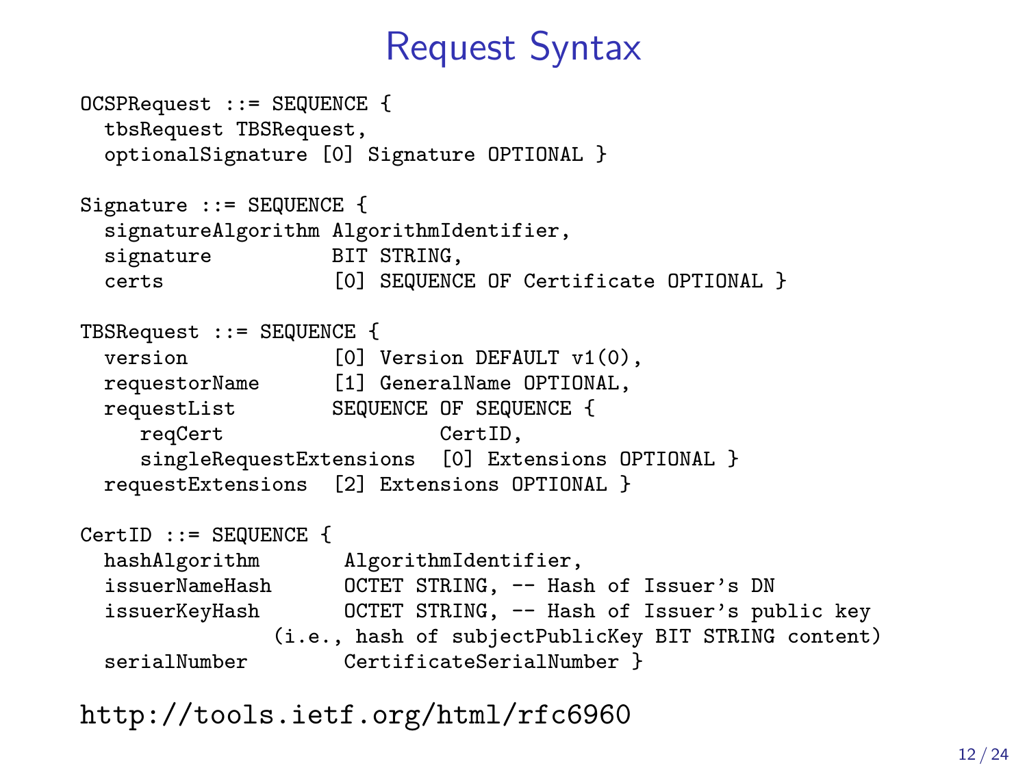# Request Syntax

```
OCSPRequest ::= SEQUENCE {
  tbsRequest TBSRequest,
  optionalSignature [0] Signature OPTIONAL }

Signature ::= SEQUENCE {
  signatureAlgorithm AlgorithmIdentifier,
  signature          BIT STRING,
  certs              [0] SEQUENCE OF Certificate OPTIONAL }

TBSRequest ::= SEQUENCE {
  version            [0] Version DEFAULT v1(0),
  requestorName      [1] GeneralName OPTIONAL,
  requestList        SEQUENCE OF SEQUENCE {
     reqCert                  CertID,
     singleRequestExtensions  [0] Extensions OPTIONAL }
  requestExtensions  [2] Extensions OPTIONAL }

CertID ::= SEQUENCE {
  hashAlgorithm       AlgorithmIdentifier,
  issuerNameHash      OCTET STRING, -- Hash of Issuer's DN
  issuerKeyHash       OCTET STRING, -- Hash of Issuer's public key
               (i.e., hash of subjectPublicKey BIT STRING content)
  serialNumber        CertificateSerialNumber }
```

http://tools.ietf.org/html/rfc6960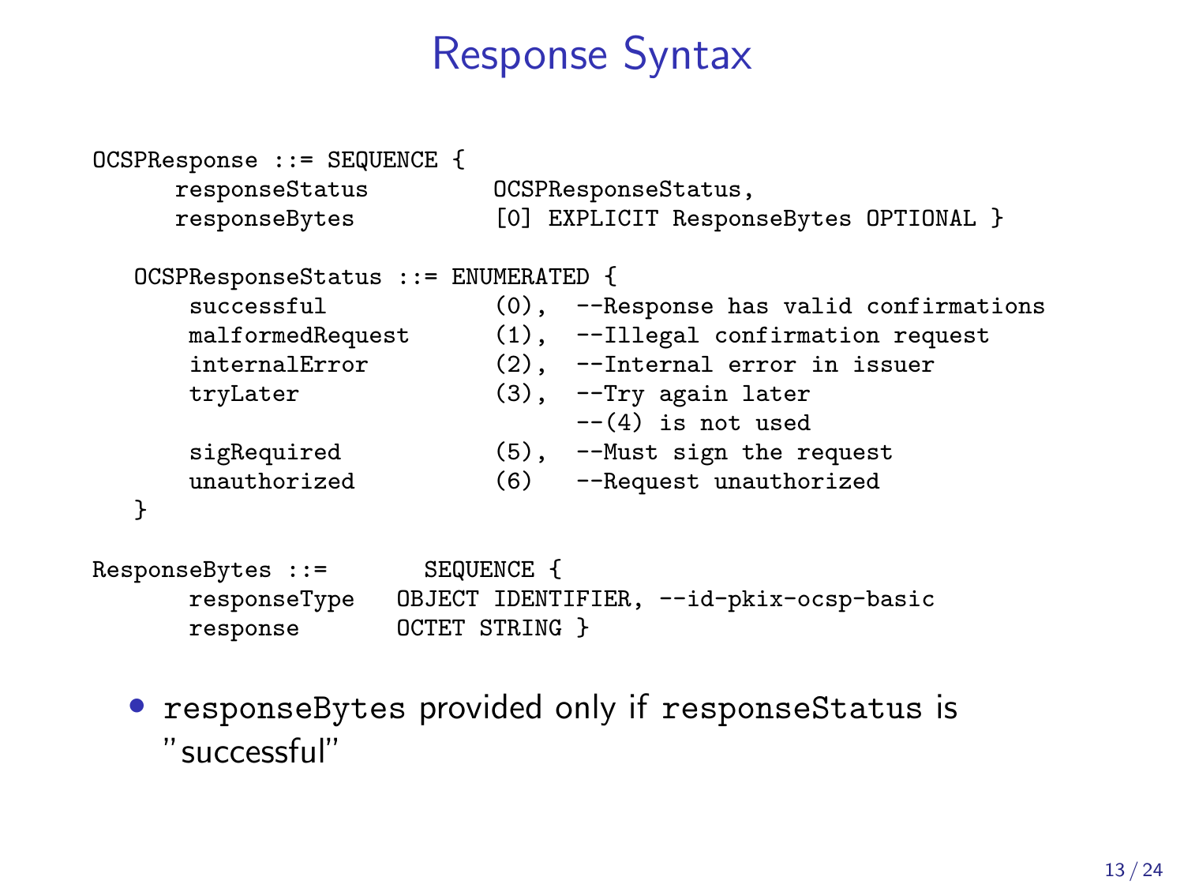# Response Syntax

```
OCSPResponse ::= SEQUENCE {
      responseStatus         OCSPResponseStatus,
      responseBytes          [0] EXPLICIT ResponseBytes OPTIONAL }

   OCSPResponseStatus ::= ENUMERATED {
       successful            (0),  --Response has valid confirmations
       malformedRequest      (1),  --Illegal confirmation request
       internalError         (2),  --Internal error in issuer
       tryLater              (3),  --Try again later
                                   --(4) is not used
       sigRequired           (5),  --Must sign the request
       unauthorized          (6)   --Request unauthorized
   }

ResponseBytes ::=       SEQUENCE {
       responseType   OBJECT IDENTIFIER, --id-pkix-ocsp-basic
       response       OCTET STRING }
```

- `responseBytes` provided only if `responseStatus` is "successful"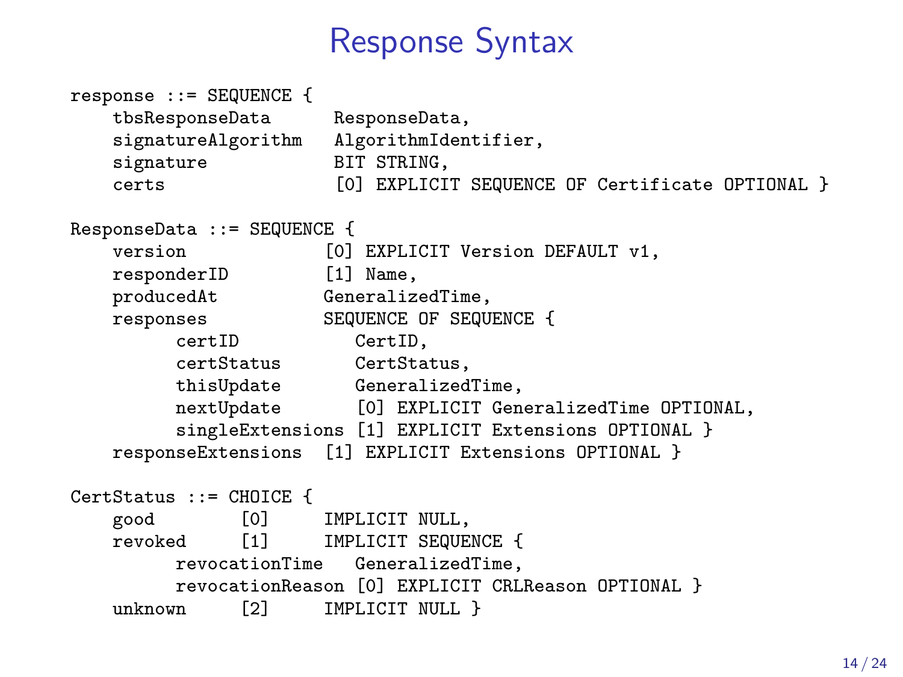# Response Syntax

```
response ::= SEQUENCE {
    tbsResponseData      ResponseData,
    signatureAlgorithm   AlgorithmIdentifier,
    signature            BIT STRING,
    certs                [0] EXPLICIT SEQUENCE OF Certificate OPTIONAL }

ResponseData ::= SEQUENCE {
    version             [0] EXPLICIT Version DEFAULT v1,
    responderID         [1] Name,
    producedAt          GeneralizedTime,
    responses           SEQUENCE OF SEQUENCE {
          certID           CertID,
          certStatus       CertStatus,
          thisUpdate       GeneralizedTime,
          nextUpdate       [0] EXPLICIT GeneralizedTime OPTIONAL,
          singleExtensions [1] EXPLICIT Extensions OPTIONAL }
    responseExtensions  [1] EXPLICIT Extensions OPTIONAL }

CertStatus ::= CHOICE {
    good        [0]     IMPLICIT NULL,
    revoked     [1]     IMPLICIT SEQUENCE {
          revocationTime   GeneralizedTime,
          revocationReason [0] EXPLICIT CRLReason OPTIONAL }
    unknown     [2]     IMPLICIT NULL }
```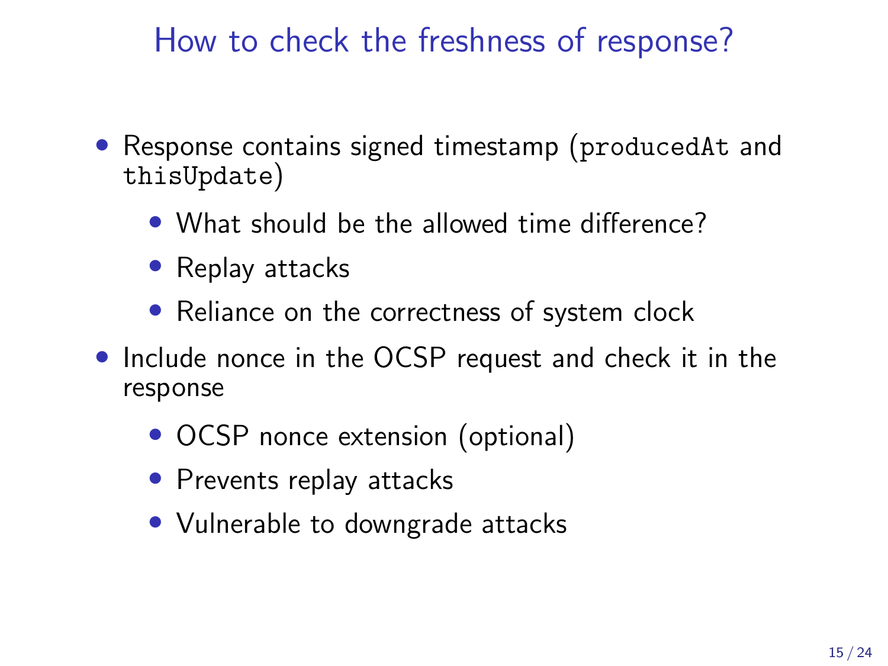# How to check the freshness of response?

- Response contains signed timestamp (`producedAt` and `thisUpdate`)
  - What should be the allowed time difference?
  - Replay attacks
  - Reliance on the correctness of system clock
- Include nonce in the OCSP request and check it in the response
  - OCSP nonce extension (optional)
  - Prevents replay attacks
  - Vulnerable to downgrade attacks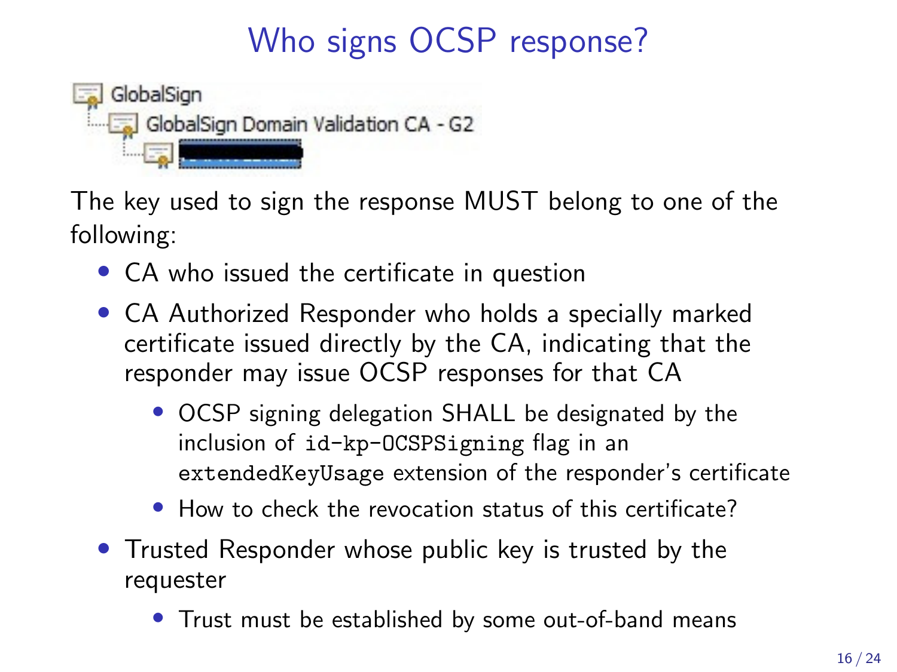# Who signs OCSP response?

GlobalSign
GlobalSign Domain Validation CA - G2

The key used to sign the response MUST belong to one of the following:

- CA who issued the certificate in question
- CA Authorized Responder who holds a specially marked certificate issued directly by the CA, indicating that the responder may issue OCSP responses for that CA
    - OCSP signing delegation SHALL be designated by the inclusion of `id-kp-OCSPSigning` flag in an `extendedKeyUsage` extension of the responder's certificate
    - How to check the revocation status of this certificate?
- Trusted Responder whose public key is trusted by the requester
    - Trust must be established by some out-of-band means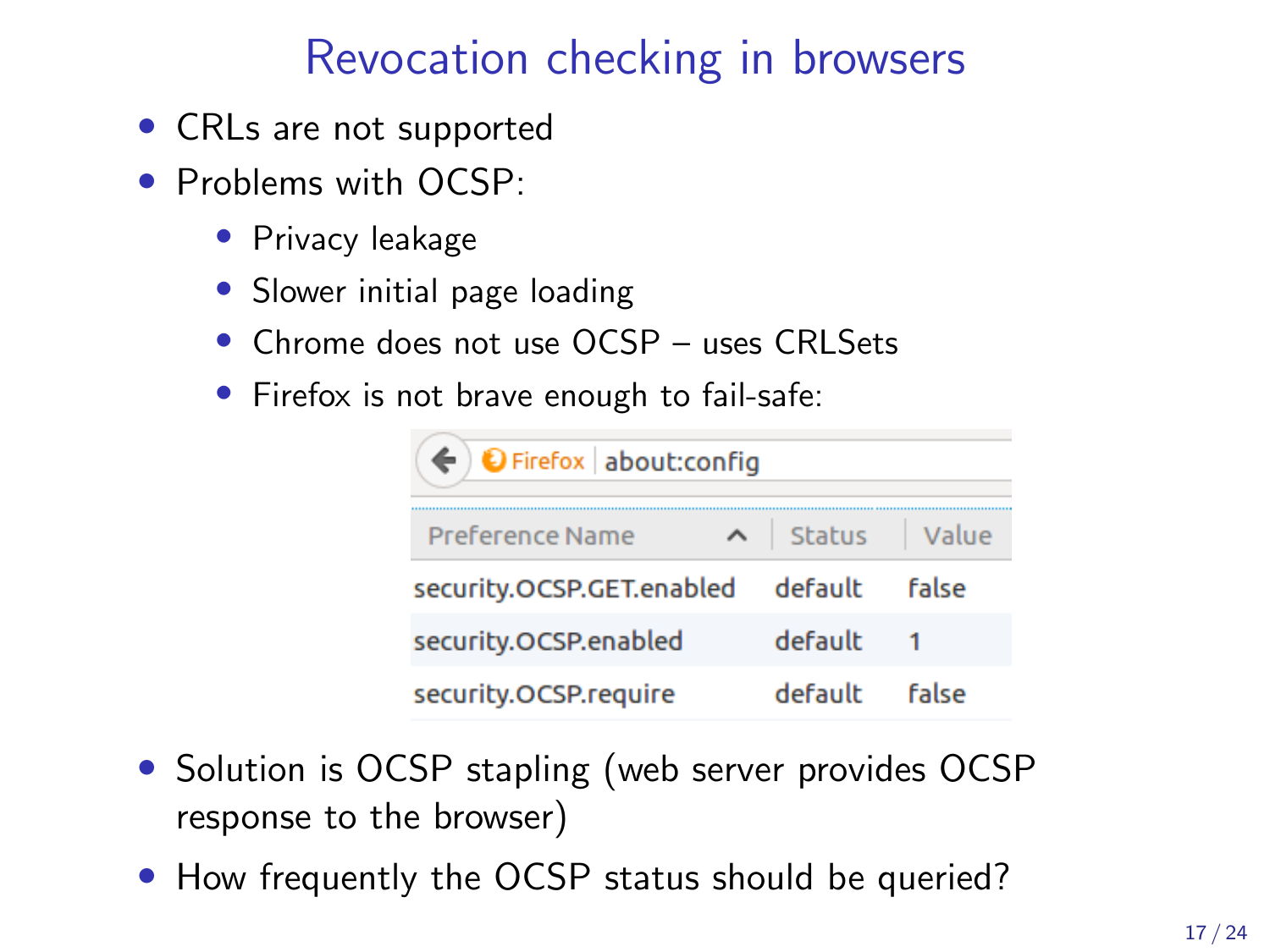# Revocation checking in browsers

- CRLs are not supported
- Problems with OCSP:
  - Privacy leakage
  - Slower initial page loading
  - Chrome does not use OCSP – uses CRLSets
  - Firefox is not brave enough to fail-safe:

Firefox | about:config

| Preference Name | Status | Value |
|---|---|---|
| security.OCSP.GET.enabled | default | false |
| security.OCSP.enabled | default | 1 |
| security.OCSP.require | default | false |

- Solution is OCSP stapling (web server provides OCSP response to the browser)
- How frequently the OCSP status should be queried?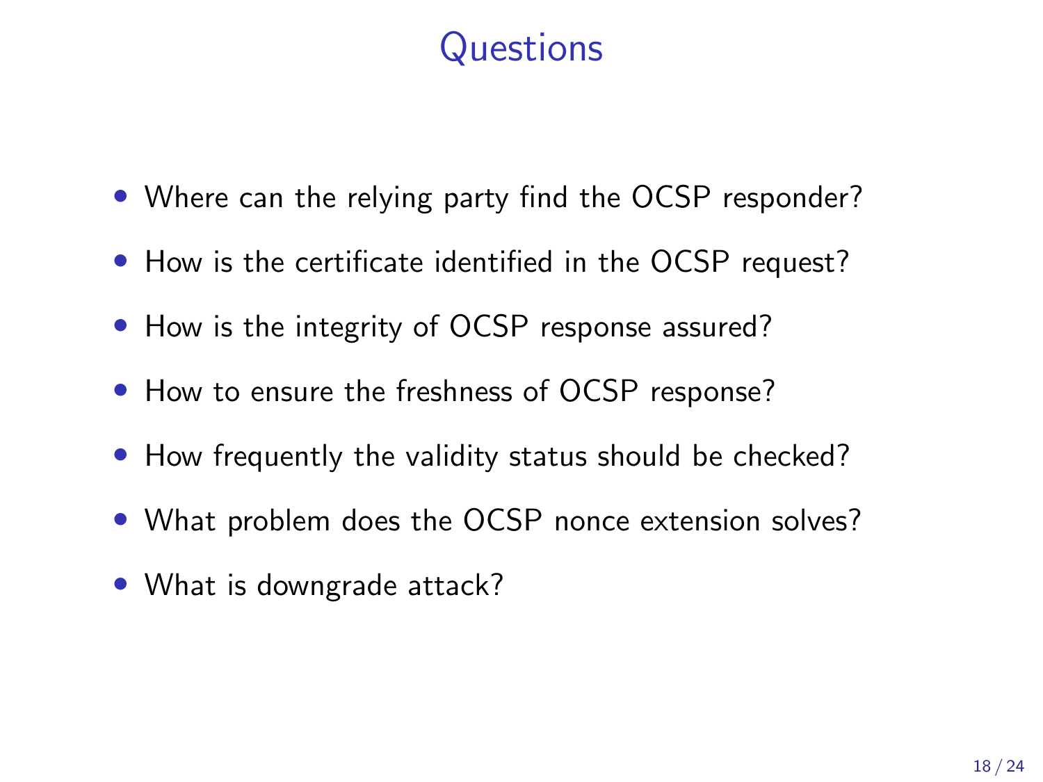# Questions

- Where can the relying party find the OCSP responder?
- How is the certificate identified in the OCSP request?
- How is the integrity of OCSP response assured?
- How to ensure the freshness of OCSP response?
- How frequently the validity status should be checked?
- What problem does the OCSP nonce extension solves?
- What is downgrade attack?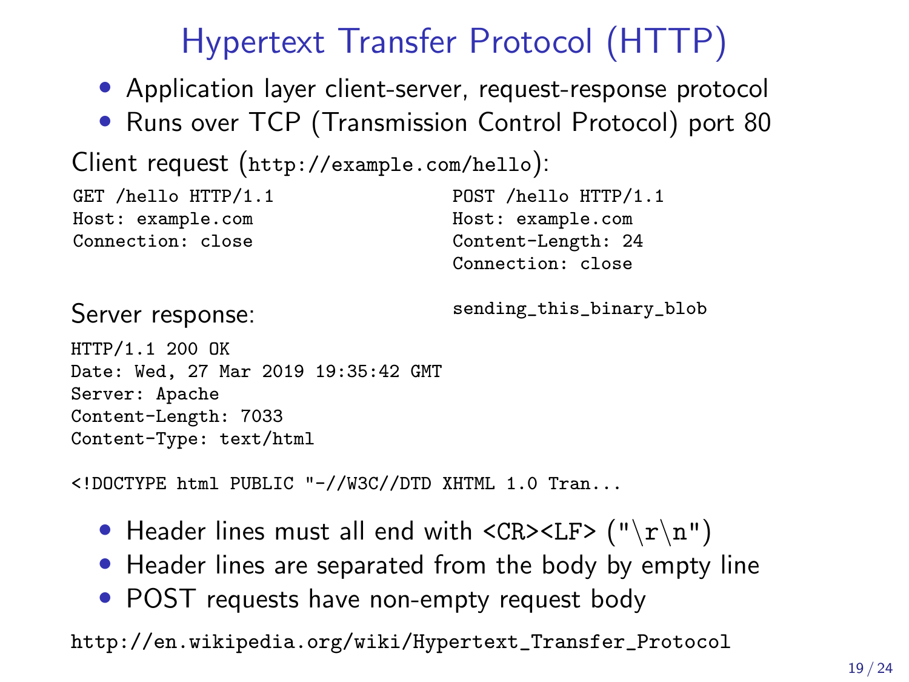# Hypertext Transfer Protocol (HTTP)

- Application layer client-server, request-response protocol
- Runs over TCP (Transmission Control Protocol) port 80

Client request (`http://example.com/hello`):

```
GET /hello HTTP/1.1
Host: example.com
Connection: close
```

```
POST /hello HTTP/1.1
Host: example.com
Content-Length: 24
Connection: close

sending_this_binary_blob
```

Server response:

```
HTTP/1.1 200 OK
Date: Wed, 27 Mar 2019 19:35:42 GMT
Server: Apache
Content-Length: 7033
Content-Type: text/html

<!DOCTYPE html PUBLIC "-//W3C//DTD XHTML 1.0 Tran...
```

- Header lines must all end with `<CR><LF>` (`"\r\n"`)
- Header lines are separated from the body by empty line
- POST requests have non-empty request body

http://en.wikipedia.org/wiki/Hypertext_Transfer_Protocol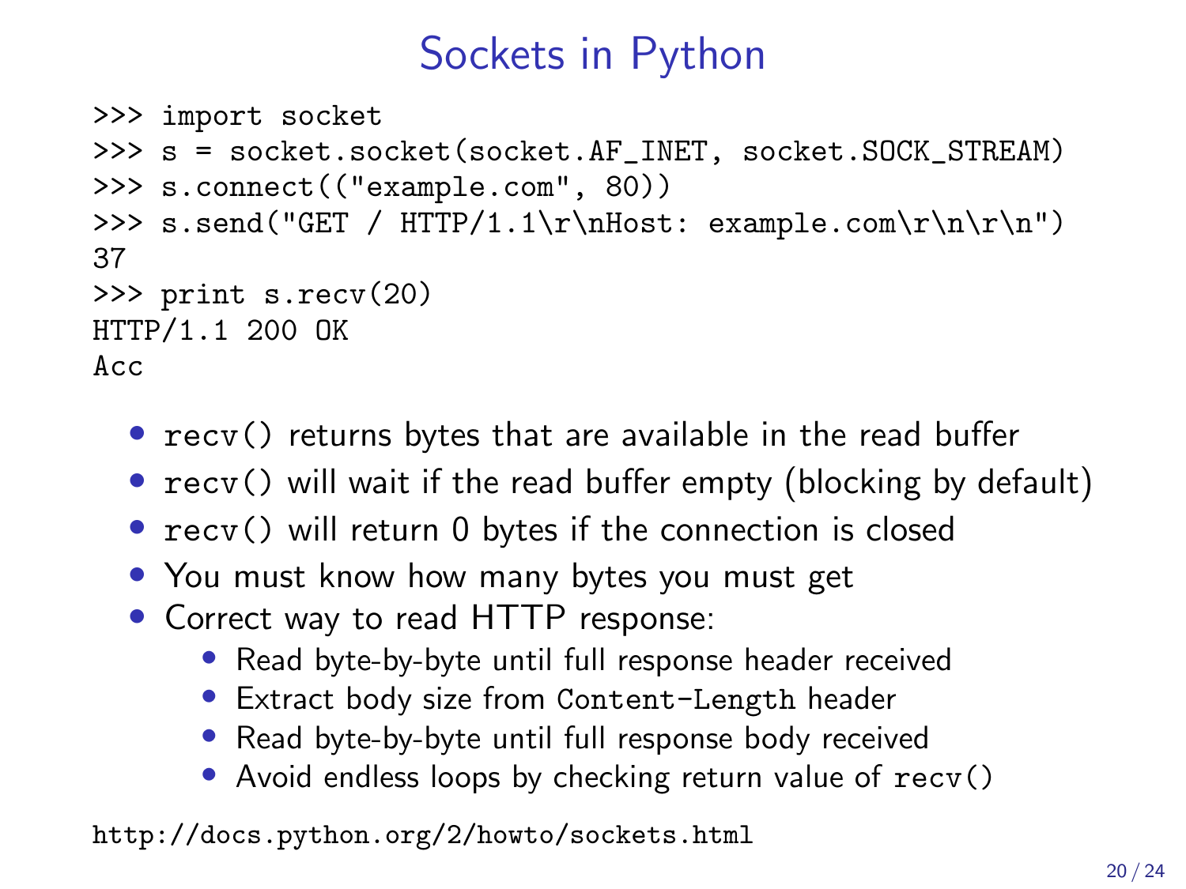# Sockets in Python

```
>>> import socket
>>> s = socket.socket(socket.AF_INET, socket.SOCK_STREAM)
>>> s.connect(("example.com", 80))
>>> s.send("GET / HTTP/1.1\r\nHost: example.com\r\n\r\n")
37
>>> print s.recv(20)
HTTP/1.1 200 OK
Acc
```

- `recv()` returns bytes that are available in the read buffer
- `recv()` will wait if the read buffer empty (blocking by default)
- `recv()` will return 0 bytes if the connection is closed
- You must know how many bytes you must get
- Correct way to read HTTP response:
  - Read byte-by-byte until full response header received
  - Extract body size from `Content-Length` header
  - Read byte-by-byte until full response body received
  - Avoid endless loops by checking return value of `recv()`

http://docs.python.org/2/howto/sockets.html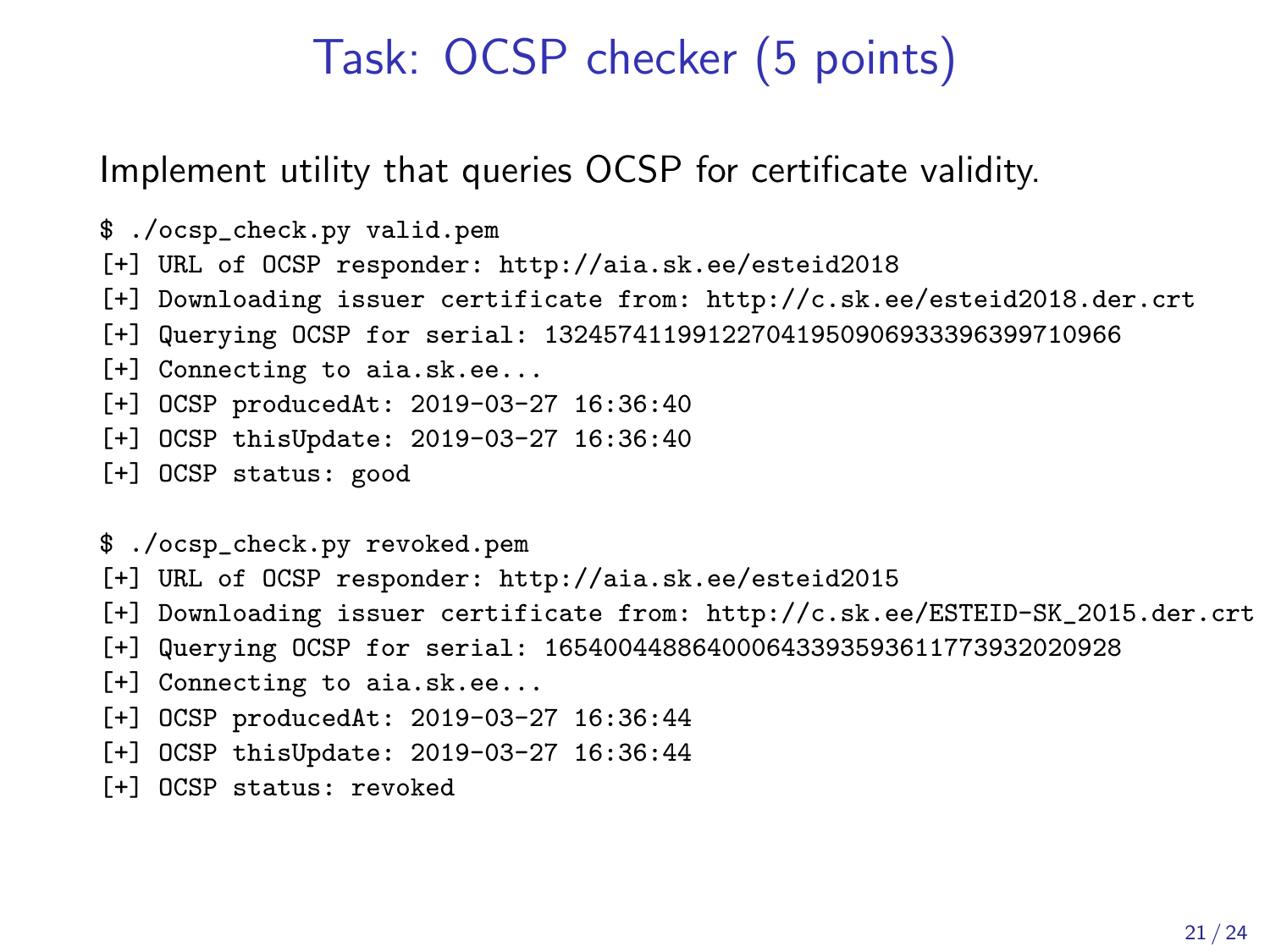# Task: OCSP checker (5 points)

Implement utility that queries OCSP for certificate validity.

```
$ ./ocsp_check.py valid.pem
[+] URL of OCSP responder: http://aia.sk.ee/esteid2018
[+] Downloading issuer certificate from: http://c.sk.ee/esteid2018.der.crt
[+] Querying OCSP for serial: 132457411991227041950906933396399710966
[+] Connecting to aia.sk.ee...
[+] OCSP producedAt: 2019-03-27 16:36:40
[+] OCSP thisUpdate: 2019-03-27 16:36:40
[+] OCSP status: good

$ ./ocsp_check.py revoked.pem
[+] URL of OCSP responder: http://aia.sk.ee/esteid2015
[+] Downloading issuer certificate from: http://c.sk.ee/ESTEID-SK_2015.der.crt
[+] Querying OCSP for serial: 165400448864000643393593611773932020928
[+] Connecting to aia.sk.ee...
[+] OCSP producedAt: 2019-03-27 16:36:44
[+] OCSP thisUpdate: 2019-03-27 16:36:44
[+] OCSP status: revoked
```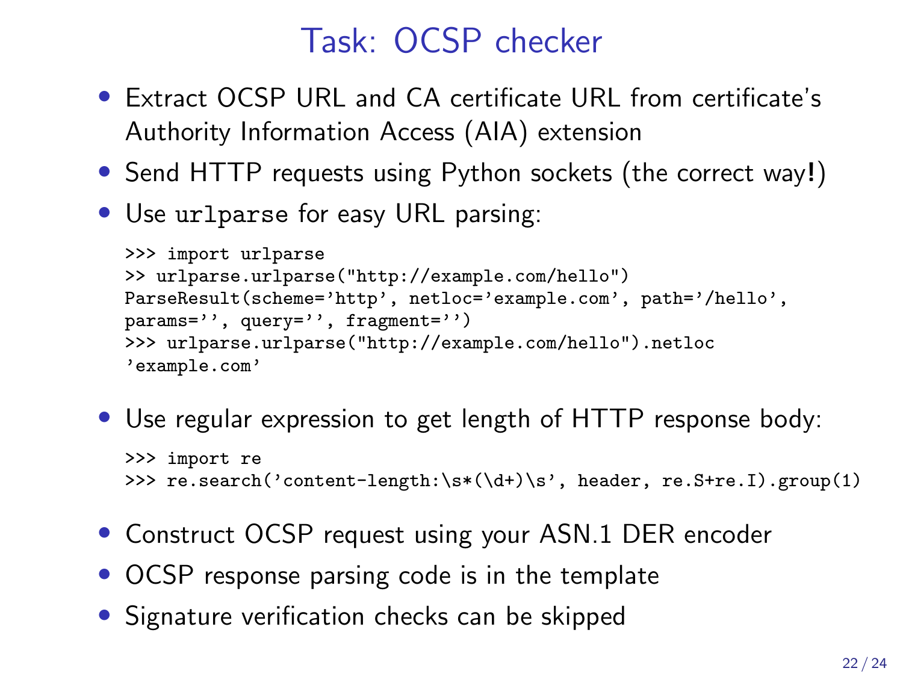# Task: OCSP checker

- Extract OCSP URL and CA certificate URL from certificate's Authority Information Access (AIA) extension
- Send HTTP requests using Python sockets (the correct way**!**)
- Use `urlparse` for easy URL parsing:

```
>>> import urlparse
>> urlparse.urlparse("http://example.com/hello")
ParseResult(scheme='http', netloc='example.com', path='/hello',
params='', query='', fragment='')
>>> urlparse.urlparse("http://example.com/hello").netloc
'example.com'
```

- Use regular expression to get length of HTTP response body:

```
>>> import re
>>> re.search('content-length:\s*(\d+)\s', header, re.S+re.I).group(1)
```

- Construct OCSP request using your ASN.1 DER encoder
- OCSP response parsing code is in the template
- Signature verification checks can be skipped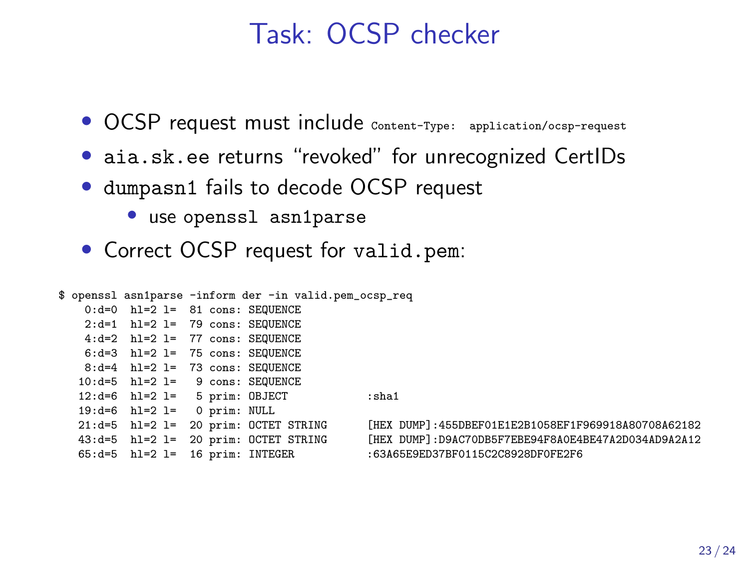# Task: OCSP checker

- OCSP request must include `Content-Type: application/ocsp-request`
- `aia.sk.ee` returns "revoked" for unrecognized CertIDs
- `dumpasn1` fails to decode OCSP request
  - use `openssl asn1parse`
- Correct OCSP request for `valid.pem`:

```
$ openssl asn1parse -inform der -in valid.pem_ocsp_req
    0:d=0  hl=2 l=  81 cons: SEQUENCE
    2:d=1  hl=2 l=  79 cons: SEQUENCE
    4:d=2  hl=2 l=  77 cons: SEQUENCE
    6:d=3  hl=2 l=  75 cons: SEQUENCE
    8:d=4  hl=2 l=  73 cons: SEQUENCE
   10:d=5  hl=2 l=   9 cons: SEQUENCE
   12:d=6  hl=2 l=   5 prim: OBJECT            :sha1
   19:d=6  hl=2 l=   0 prim: NULL
   21:d=5  hl=2 l=  20 prim: OCTET STRING      [HEX DUMP]:455DBEF01E1E2B1058EF1F969918A80708A62182
   43:d=5  hl=2 l=  20 prim: OCTET STRING      [HEX DUMP]:D9AC70DB5F7EBE94F8A0E4BE47A2D034AD9A2A12
   65:d=5  hl=2 l=  16 prim: INTEGER           :63A65E9ED37BF0115C2C8928DF0FE2F6
```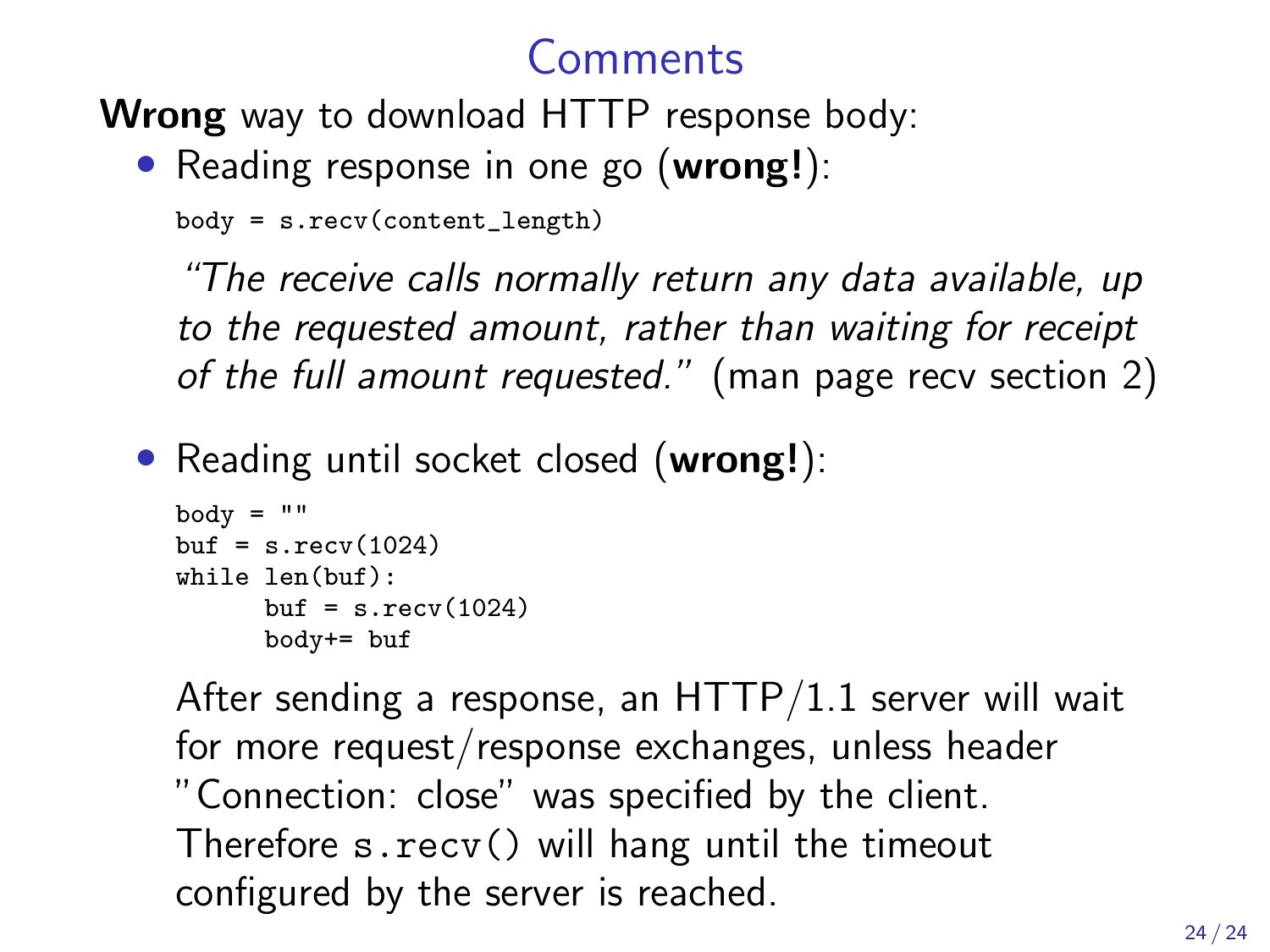# Comments

**Wrong** way to download HTTP response body:

- Reading response in one go (**wrong!**):

  ```
  body = s.recv(content_length)
  ```

  *"The receive calls normally return any data available, up to the requested amount, rather than waiting for receipt of the full amount requested."* (man page recv section 2)

- Reading until socket closed (**wrong!**):

  ```
  body = ""
  buf = s.recv(1024)
  while len(buf):
        buf = s.recv(1024)
        body+= buf
  ```

  After sending a response, an HTTP/1.1 server will wait for more request/response exchanges, unless header "Connection: close" was specified by the client. Therefore `s.recv()` will hang until the timeout configured by the server is reached.